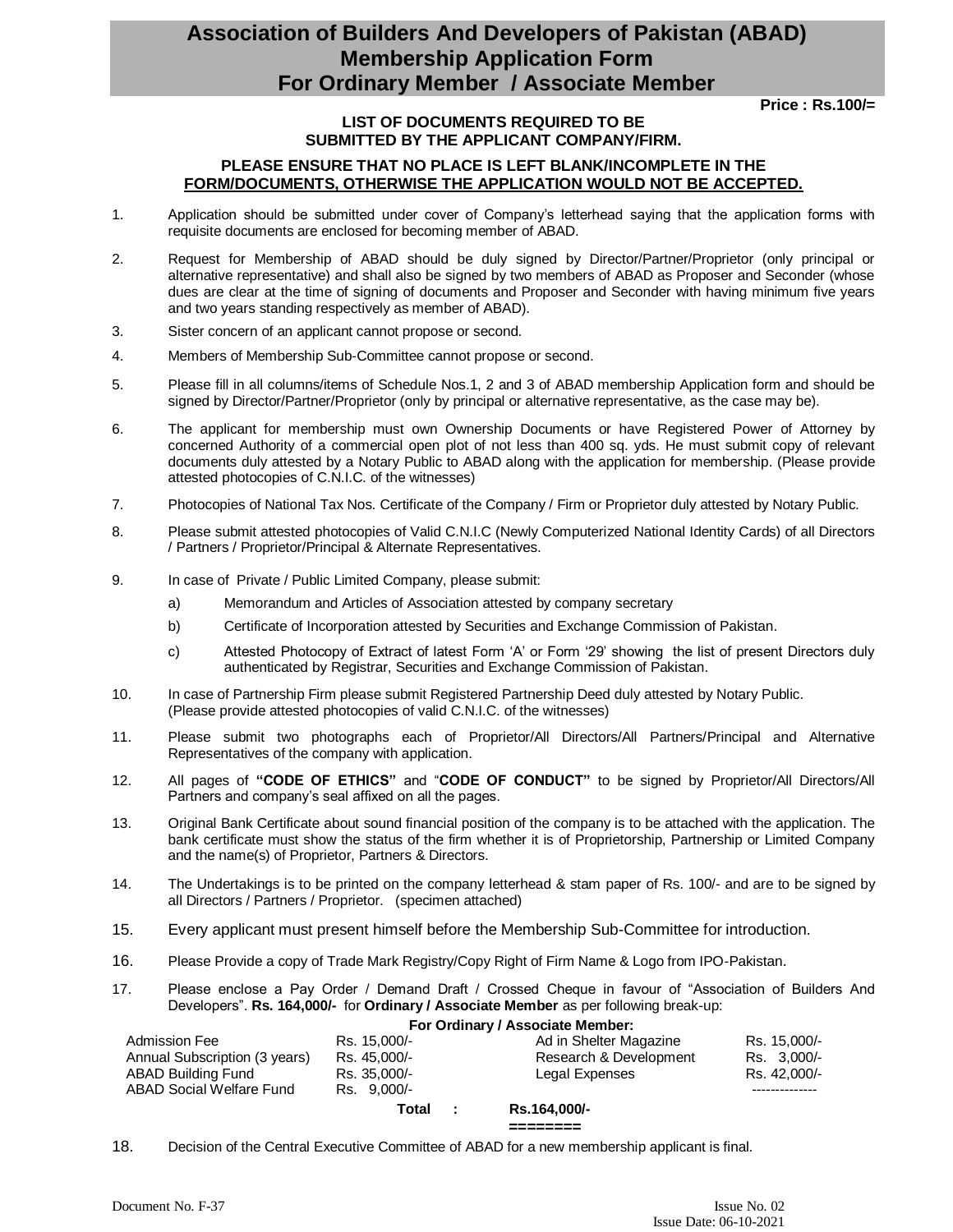# Association of Builders And Developers of Pakistan (ABAD)
# Membership Application Form
# For Ordinary Member / Associate Member

**Price : Rs.100/=**

**LIST OF DOCUMENTS REQUIRED TO BE SUBMITTED BY THE APPLICANT COMPANY/FIRM.**

**PLEASE ENSURE THAT NO PLACE IS LEFT BLANK/INCOMPLETE IN THE FORM/DOCUMENTS, OTHERWISE THE APPLICATION WOULD NOT BE ACCEPTED.**

1. Application should be submitted under cover of Company's letterhead saying that the application forms with requisite documents are enclosed for becoming member of ABAD.
2. Request for Membership of ABAD should be duly signed by Director/Partner/Proprietor (only principal or alternative representative) and shall also be signed by two members of ABAD as Proposer and Seconder (whose dues are clear at the time of signing of documents and Proposer and Seconder with having minimum five years and two years standing respectively as member of ABAD).
3. Sister concern of an applicant cannot propose or second.
4. Members of Membership Sub-Committee cannot propose or second.
5. Please fill in all columns/items of Schedule Nos.1, 2 and 3 of ABAD membership Application form and should be signed by Director/Partner/Proprietor (only by principal or alternative representative, as the case may be).
6. The applicant for membership must own Ownership Documents or have Registered Power of Attorney by concerned Authority of a commercial open plot of not less than 400 sq. yds. He must submit copy of relevant documents duly attested by a Notary Public to ABAD along with the application for membership. (Please provide attested photocopies of C.N.I.C. of the witnesses)
7. Photocopies of National Tax Nos. Certificate of the Company / Firm or Proprietor duly attested by Notary Public.
8. Please submit attested photocopies of Valid C.N.I.C (Newly Computerized National Identity Cards) of all Directors / Partners / Proprietor/Principal & Alternate Representatives.
9. In case of Private / Public Limited Company, please submit:
   a) Memorandum and Articles of Association attested by company secretary
   b) Certificate of Incorporation attested by Securities and Exchange Commission of Pakistan.
   c) Attested Photocopy of Extract of latest Form 'A' or Form '29' showing the list of present Directors duly authenticated by Registrar, Securities and Exchange Commission of Pakistan.
10. In case of Partnership Firm please submit Registered Partnership Deed duly attested by Notary Public. (Please provide attested photocopies of valid C.N.I.C. of the witnesses)
11. Please submit two photographs each of Proprietor/All Directors/All Partners/Principal and Alternative Representatives of the company with application.
12. All pages of **"CODE OF ETHICS"** and "**CODE OF CONDUCT"** to be signed by Proprietor/All Directors/All Partners and company's seal affixed on all the pages.
13. Original Bank Certificate about sound financial position of the company is to be attached with the application. The bank certificate must show the status of the firm whether it is of Proprietorship, Partnership or Limited Company and the name(s) of Proprietor, Partners & Directors.
14. The Undertakings is to be printed on the company letterhead & stam paper of Rs. 100/- and are to be signed by all Directors / Partners / Proprietor. (specimen attached)
15. Every applicant must present himself before the Membership Sub-Committee for introduction.
16. Please Provide a copy of Trade Mark Registry/Copy Right of Firm Name & Logo from IPO-Pakistan.
17. Please enclose a Pay Order / Demand Draft / Crossed Cheque in favour of "Association of Builders And Developers". **Rs. 164,000/-** for **Ordinary / Associate Member** as per following break-up:

**For Ordinary / Associate Member:**

| | | | |
|---|---|---|---|
| Admission Fee | Rs. 15,000/- | Ad in Shelter Magazine | Rs. 15,000/- |
| Annual Subscription (3 years) | Rs. 45,000/- | Research & Development | Rs. 3,000/- |
| ABAD Building Fund | Rs. 35,000/- | Legal Expenses | Rs. 42,000/- |
| ABAD Social Welfare Fund | Rs. 9,000/- | | -------------- |
| **Total :** | | Rs.164,000/- | |
| | | ======== | |

18. Decision of the Central Executive Committee of ABAD for a new membership applicant is final.

Document No. F-37 Issue No. 02 Issue Date: 06-10-2021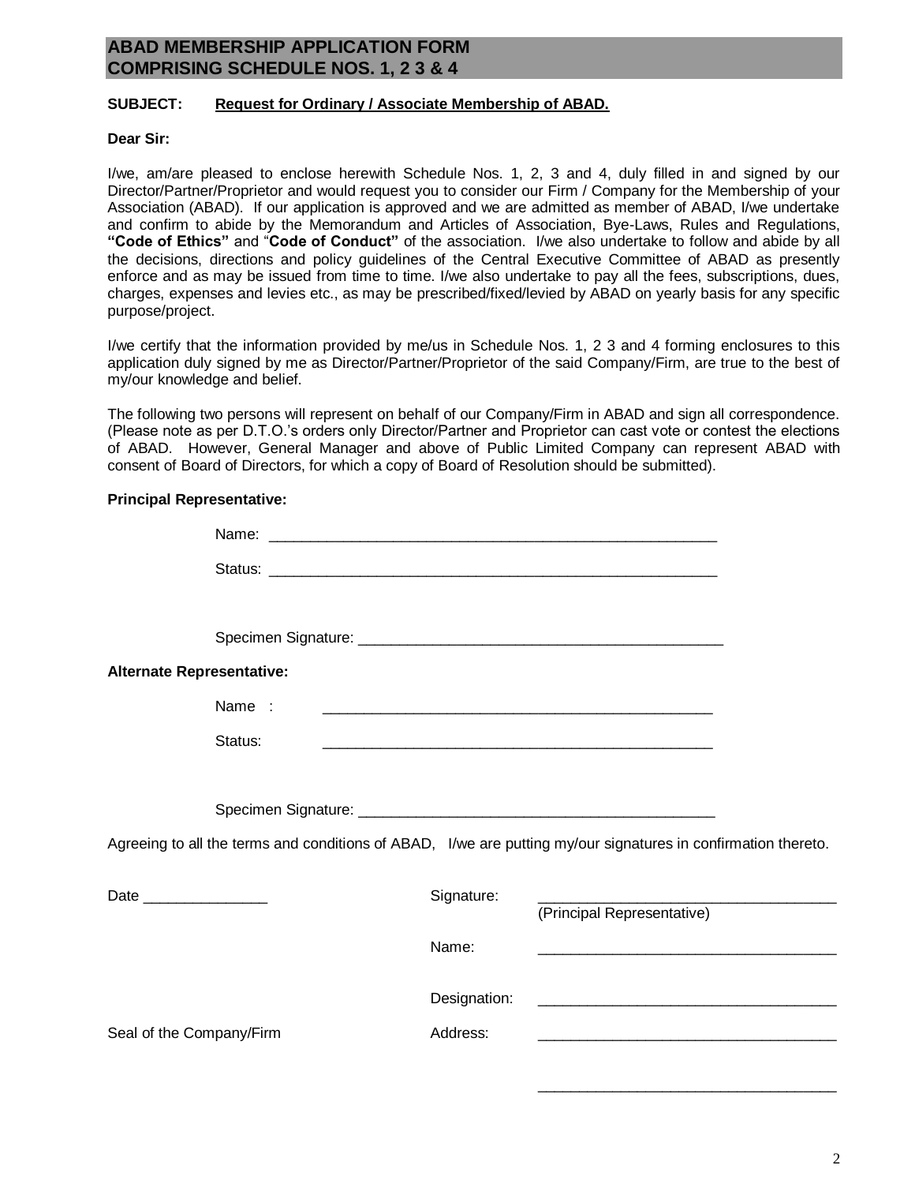## ABAD MEMBERSHIP APPLICATION FORM
## COMPRISING SCHEDULE NOS. 1, 2 3 & 4

**SUBJECT:** **Request for Ordinary / Associate Membership of ABAD.**

**Dear Sir:**

I/we, am/are pleased to enclose herewith Schedule Nos. 1, 2, 3 and 4, duly filled in and signed by our Director/Partner/Proprietor and would request you to consider our Firm / Company for the Membership of your Association (ABAD). If our application is approved and we are admitted as member of ABAD, I/we undertake and confirm to abide by the Memorandum and Articles of Association, Bye-Laws, Rules and Regulations, **"Code of Ethics"** and "**Code of Conduct"** of the association. I/we also undertake to follow and abide by all the decisions, directions and policy guidelines of the Central Executive Committee of ABAD as presently enforce and as may be issued from time to time. I/we also undertake to pay all the fees, subscriptions, dues, charges, expenses and levies etc., as may be prescribed/fixed/levied by ABAD on yearly basis for any specific purpose/project.

I/we certify that the information provided by me/us in Schedule Nos. 1, 2 3 and 4 forming enclosures to this application duly signed by me as Director/Partner/Proprietor of the said Company/Firm, are true to the best of my/our knowledge and belief.

The following two persons will represent on behalf of our Company/Firm in ABAD and sign all correspondence. (Please note as per D.T.O.'s orders only Director/Partner and Proprietor can cast vote or contest the elections of ABAD. However, General Manager and above of Public Limited Company can represent ABAD with consent of Board of Directors, for which a copy of Board of Resolution should be submitted).

**Principal Representative:**

Name: ____________________________________________

Status: ____________________________________________

Specimen Signature: ____________________________________

**Alternate Representative:**

Name : ____________________________________________

Status: ____________________________________________

Specimen Signature: ____________________________________

Agreeing to all the terms and conditions of ABAD, I/we are putting my/our signatures in confirmation thereto.

Date _______________

Signature: ______________________________
(Principal Representative)

Name: ______________________________

Designation: ______________________________

Seal of the Company/Firm

Address: ______________________________

______________________________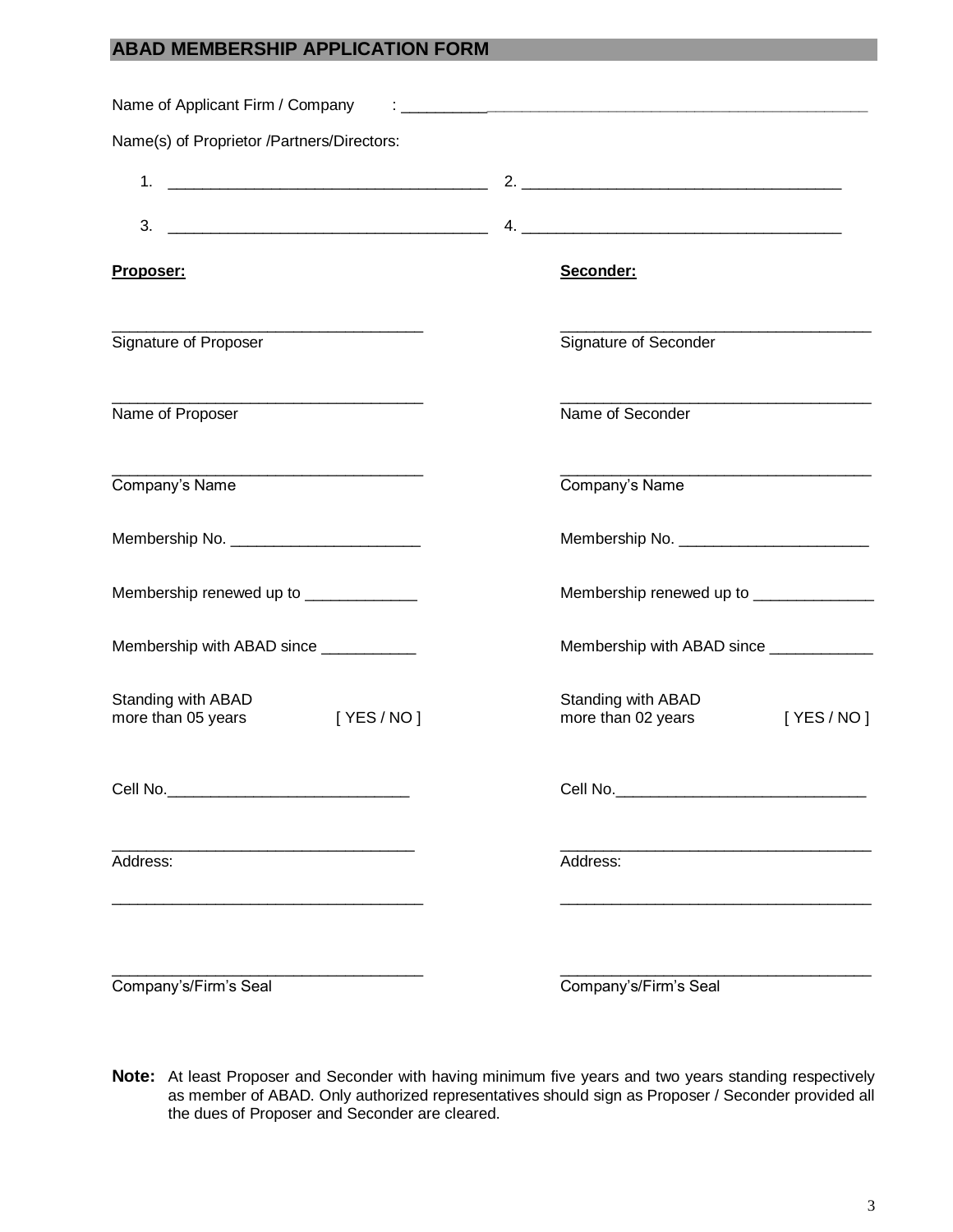## ABAD MEMBERSHIP APPLICATION FORM

Name of Applicant Firm / Company : ______________________________________________________

Name(s) of Proprietor /Partners/Directors:

1. ____________________________________ 2. ____________________________________

3. ____________________________________ 4. ____________________________________

| **Proposer:** | **Seconder:** |
|---|---|
| ____________________________________ | ____________________________________ |
| Signature of Proposer | Signature of Seconder |
| ____________________________________ | ____________________________________ |
| Name of Proposer | Name of Seconder |
| ____________________________________ | ____________________________________ |
| Company's Name | Company's Name |
| Membership No. ______________________ | Membership No. ______________________ |
| Membership renewed up to _____________ | Membership renewed up to ______________ |
| Membership with ABAD since ___________ | Membership with ABAD since ____________ |
| Standing with ABAD more than 05 years [ YES / NO ] | Standing with ABAD more than 02 years [ YES / NO ] |
| Cell No.____________________________ | Cell No._____________________________ |
| ____________________________________ | ____________________________________ |
| Address: | Address: |
| ____________________________________ | ____________________________________ |
| ____________________________________ | ____________________________________ |
| Company's/Firm's Seal | Company's/Firm's Seal |

**Note:** At least Proposer and Seconder with having minimum five years and two years standing respectively as member of ABAD. Only authorized representatives should sign as Proposer / Seconder provided all the dues of Proposer and Seconder are cleared.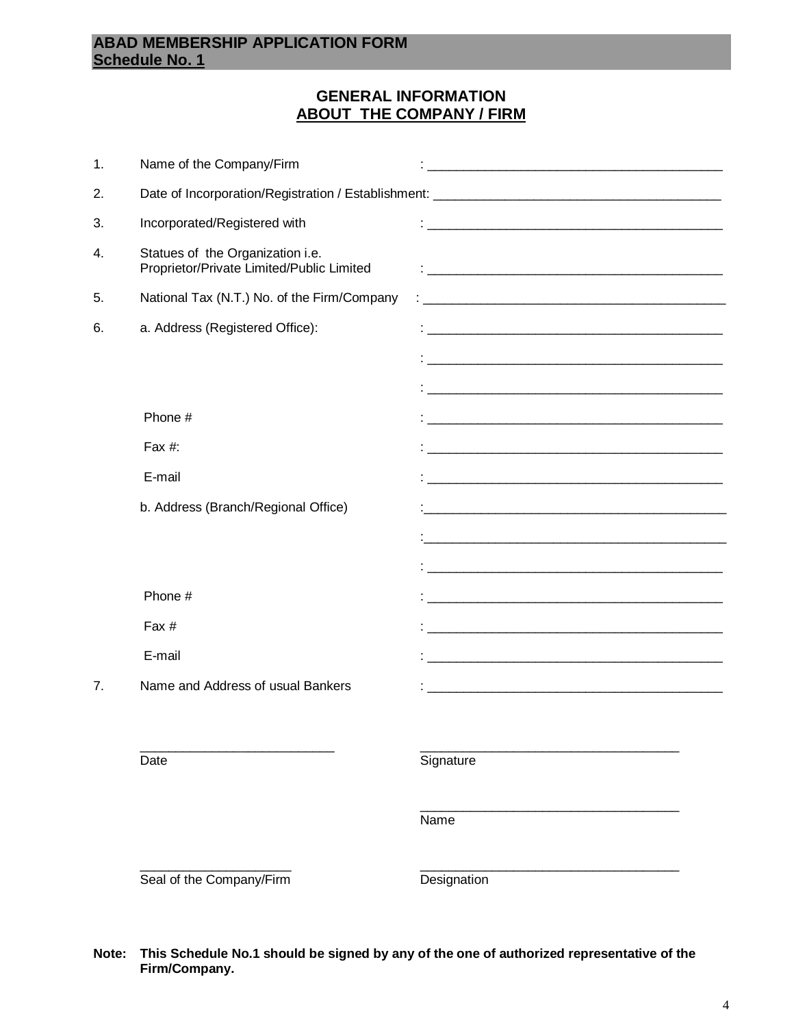**ABAD MEMBERSHIP APPLICATION FORM**
**Schedule No. 1**

## GENERAL INFORMATION
## ABOUT THE COMPANY / FIRM

1. Name of the Company/Firm : ____________________________________________

2. Date of Incorporation/Registration / Establishment: ____________________________________________

3. Incorporated/Registered with : ____________________________________________

4. Statues of the Organization i.e. Proprietor/Private Limited/Public Limited : ____________________________________________

5. National Tax (N.T.) No. of the Firm/Company : ____________________________________________

6. a. Address (Registered Office): : ____________________________________________

   : ____________________________________________

   : ____________________________________________

   Phone # : ____________________________________________

   Fax #: : ____________________________________________

   E-mail : ____________________________________________

   b. Address (Branch/Regional Office) :____________________________________________

   :____________________________________________

   : ____________________________________________

   Phone # : ____________________________________________

   Fax # : ____________________________________________

   E-mail : ____________________________________________

7. Name and Address of usual Bankers : ____________________________________________

____________________________
Date

____________________________________
Signature

____________________________________
Name

______________________
Seal of the Company/Firm

____________________________________
Designation

**Note: This Schedule No.1 should be signed by any of the one of authorized representative of the Firm/Company.**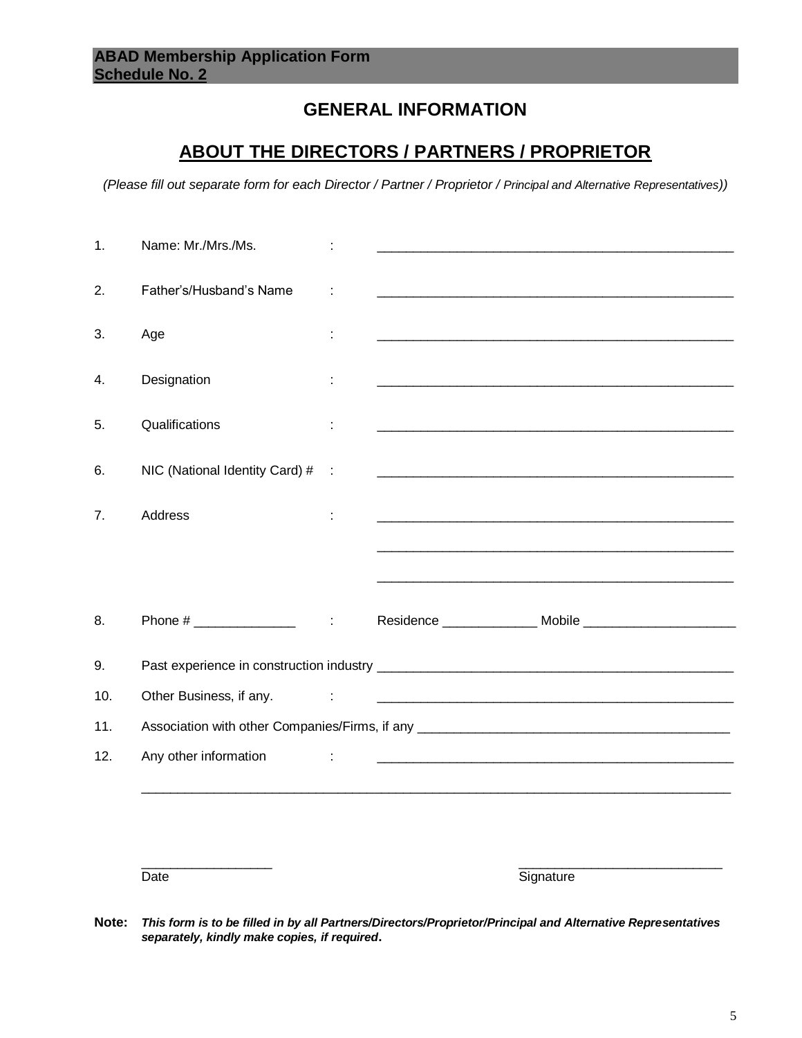**ABAD Membership Application Form**
**Schedule No. 2**

# GENERAL INFORMATION

## ABOUT THE DIRECTORS / PARTNERS / PROPRIETOR

*(Please fill out separate form for each Director / Partner / Proprietor / Principal and Alternative Representatives))*

1. Name: Mr./Mrs./Ms. : ______________________________________________

2. Father's/Husband's Name : ______________________________________________

3. Age : ______________________________________________

4. Designation : ______________________________________________

5. Qualifications : ______________________________________________

6. NIC (National Identity Card) # : ______________________________________________

7. Address : ______________________________________________
______________________________________________
______________________________________________

8. Phone # ______________ : Residence _____________ Mobile _____________________

9. Past experience in construction industry ______________________________________________

10. Other Business, if any. : ______________________________________________

11. Association with other Companies/Firms, if any ___________________________________________

12. Any other information : ______________________________________________
______________________________________________________________________________

_________________ Date

___________________________ Signature

**Note:** ***This form is to be filled in by all Partners/Directors/Proprietor/Principal and Alternative Representatives separately, kindly make copies, if required.***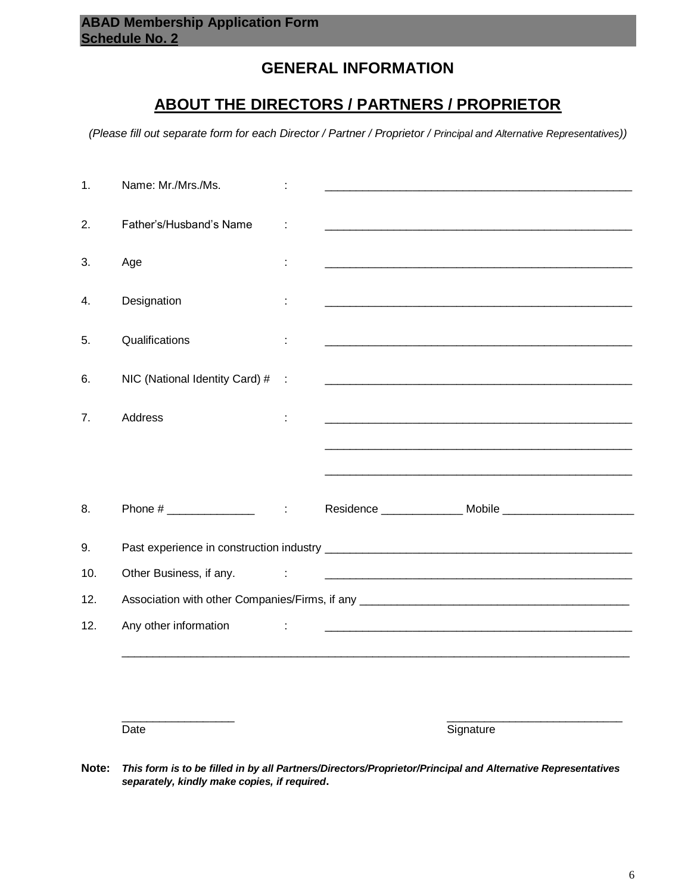**ABAD Membership Application Form**
**Schedule No. 2**

## GENERAL INFORMATION

## ABOUT THE DIRECTORS / PARTNERS / PROPRIETOR

*(Please fill out separate form for each Director / Partner / Proprietor / Principal and Alternative Representatives))*

1. Name: Mr./Mrs./Ms. : ______________________________________________

2. Father's/Husband's Name : ______________________________________________

3. Age : ______________________________________________

4. Designation : ______________________________________________

5. Qualifications : ______________________________________________

6. NIC (National Identity Card) # : ______________________________________________

7. Address : ______________________________________________

   ______________________________________________

   ______________________________________________

8. Phone # ______________ : Residence _____________ Mobile _____________________

9. Past experience in construction industry ______________________________________________

10. Other Business, if any. : ______________________________________________

12. Association with other Companies/Firms, if any ______________________________________________

12. Any other information : ______________________________________________

______________________________________________________________________________

_________________ ____________________________
Date Signature

**Note:** ***This form is to be filled in by all Partners/Directors/Proprietor/Principal and Alternative Representatives separately, kindly make copies, if required.***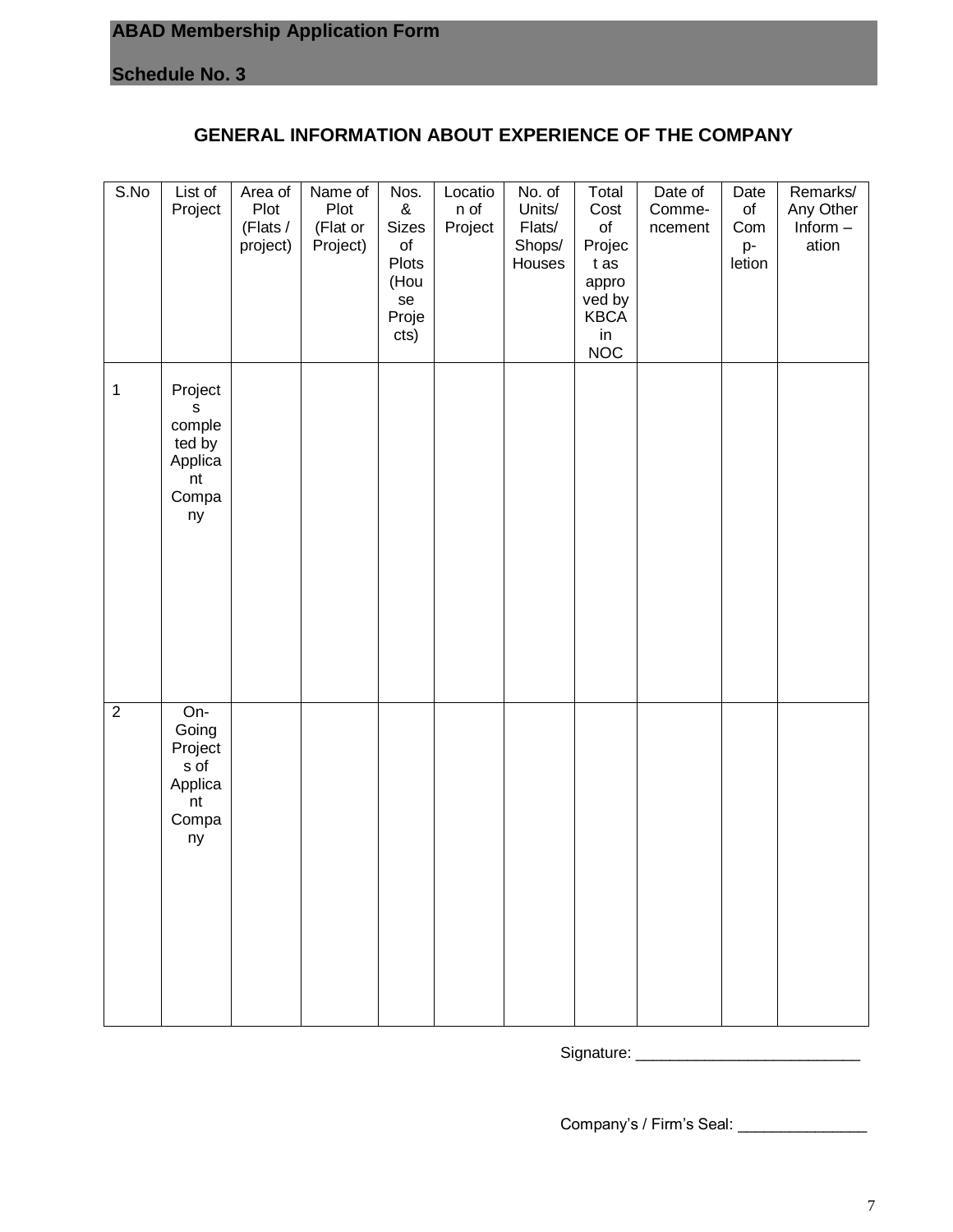**ABAD Membership Application Form**

**Schedule No. 3**

## GENERAL INFORMATION ABOUT EXPERIENCE OF THE COMPANY

| S.No | List of Project | Area of Plot (Flats / project) | Name of Plot (Flat or Project) | Nos. & Sizes of Plots (House Projects) | Location of Project | No. of Units/ Flats/ Shops/ Houses | Total Cost of Project as approved by KBCA in NOC | Date of Commencement | Date of Completion | Remarks/ Any Other Inform – ation |
|---|---|---|---|---|---|---|---|---|---|---|
| 1 | Projects completed by Applicant Company | | | | | | | | | |
| 2 | On-Going Projects of Applicant Company | | | | | | | | | |

Signature: ___________________________

Company's / Firm's Seal: _______________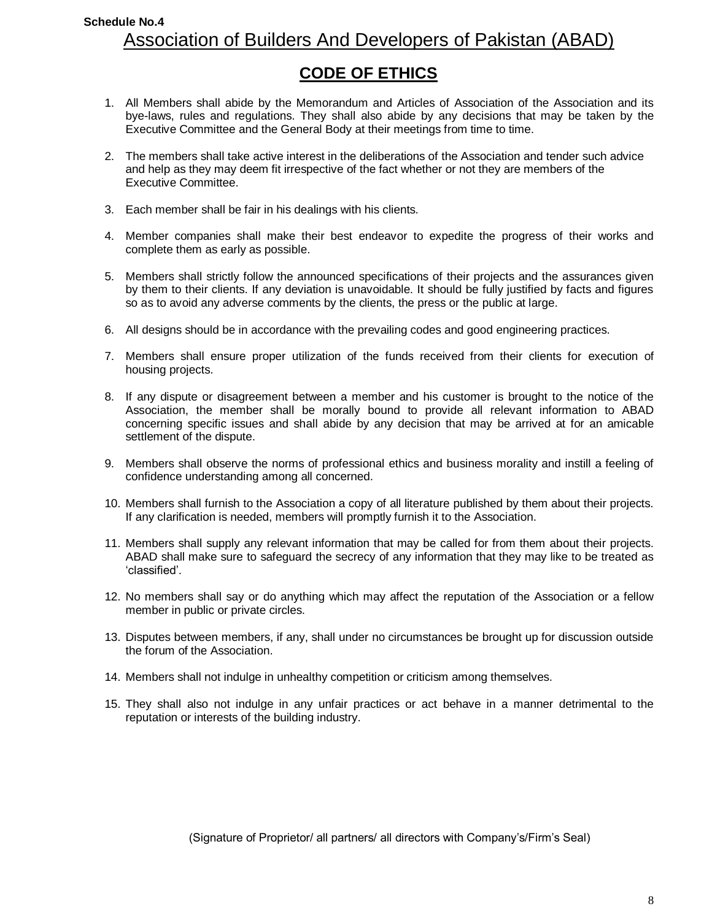**Schedule No.4**

# Association of Builders And Developers of Pakistan (ABAD)

## CODE OF ETHICS

1. All Members shall abide by the Memorandum and Articles of Association of the Association and its bye-laws, rules and regulations. They shall also abide by any decisions that may be taken by the Executive Committee and the General Body at their meetings from time to time.

2. The members shall take active interest in the deliberations of the Association and tender such advice and help as they may deem fit irrespective of the fact whether or not they are members of the Executive Committee.

3. Each member shall be fair in his dealings with his clients.

4. Member companies shall make their best endeavor to expedite the progress of their works and complete them as early as possible.

5. Members shall strictly follow the announced specifications of their projects and the assurances given by them to their clients. If any deviation is unavoidable. It should be fully justified by facts and figures so as to avoid any adverse comments by the clients, the press or the public at large.

6. All designs should be in accordance with the prevailing codes and good engineering practices.

7. Members shall ensure proper utilization of the funds received from their clients for execution of housing projects.

8. If any dispute or disagreement between a member and his customer is brought to the notice of the Association, the member shall be morally bound to provide all relevant information to ABAD concerning specific issues and shall abide by any decision that may be arrived at for an amicable settlement of the dispute.

9. Members shall observe the norms of professional ethics and business morality and instill a feeling of confidence understanding among all concerned.

10. Members shall furnish to the Association a copy of all literature published by them about their projects. If any clarification is needed, members will promptly furnish it to the Association.

11. Members shall supply any relevant information that may be called for from them about their projects. ABAD shall make sure to safeguard the secrecy of any information that they may like to be treated as 'classified'.

12. No members shall say or do anything which may affect the reputation of the Association or a fellow member in public or private circles.

13. Disputes between members, if any, shall under no circumstances be brought up for discussion outside the forum of the Association.

14. Members shall not indulge in unhealthy competition or criticism among themselves.

15. They shall also not indulge in any unfair practices or act behave in a manner detrimental to the reputation or interests of the building industry.

(Signature of Proprietor/ all partners/ all directors with Company's/Firm's Seal)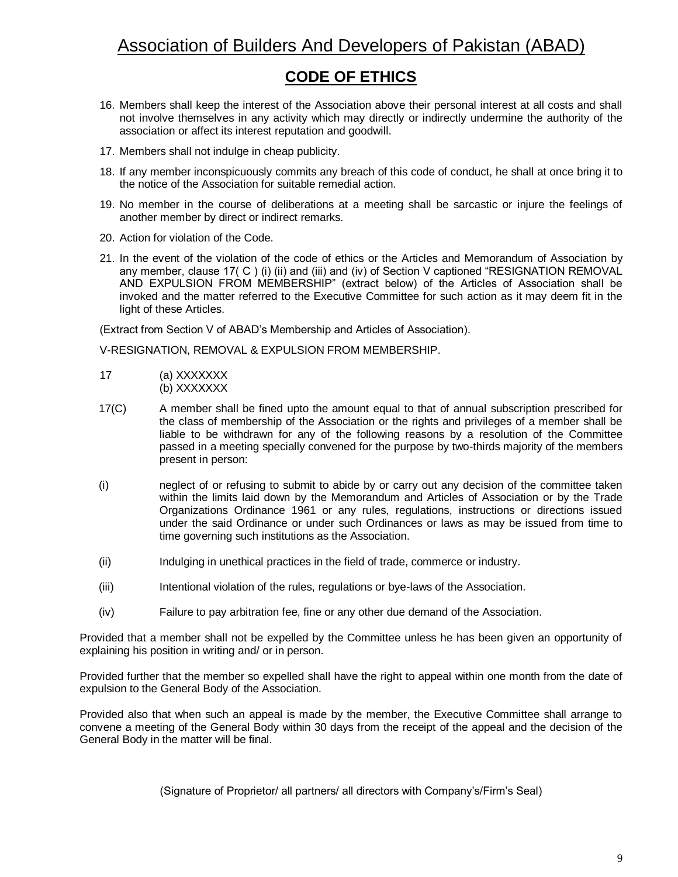# Association of Builders And Developers of Pakistan (ABAD)

## CODE OF ETHICS

16. Members shall keep the interest of the Association above their personal interest at all costs and shall not involve themselves in any activity which may directly or indirectly undermine the authority of the association or affect its interest reputation and goodwill.
17. Members shall not indulge in cheap publicity.
18. If any member inconspicuously commits any breach of this code of conduct, he shall at once bring it to the notice of the Association for suitable remedial action.
19. No member in the course of deliberations at a meeting shall be sarcastic or injure the feelings of another member by direct or indirect remarks.
20. Action for violation of the Code.
21. In the event of the violation of the code of ethics or the Articles and Memorandum of Association by any member, clause 17( C ) (i) (ii) and (iii) and (iv) of Section V captioned "RESIGNATION REMOVAL AND EXPULSION FROM MEMBERSHIP" (extract below) of the Articles of Association shall be invoked and the matter referred to the Executive Committee for such action as it may deem fit in the light of these Articles.

(Extract from Section V of ABAD's Membership and Articles of Association).

V-RESIGNATION, REMOVAL & EXPULSION FROM MEMBERSHIP.

17 (a) XXXXXXX
(b) XXXXXXX

17(C) A member shall be fined upto the amount equal to that of annual subscription prescribed for the class of membership of the Association or the rights and privileges of a member shall be liable to be withdrawn for any of the following reasons by a resolution of the Committee passed in a meeting specially convened for the purpose by two-thirds majority of the members present in person:

(i) neglect of or refusing to submit to abide by or carry out any decision of the committee taken within the limits laid down by the Memorandum and Articles of Association or by the Trade Organizations Ordinance 1961 or any rules, regulations, instructions or directions issued under the said Ordinance or under such Ordinances or laws as may be issued from time to time governing such institutions as the Association.

(ii) Indulging in unethical practices in the field of trade, commerce or industry.

(iii) Intentional violation of the rules, regulations or bye-laws of the Association.

(iv) Failure to pay arbitration fee, fine or any other due demand of the Association.

Provided that a member shall not be expelled by the Committee unless he has been given an opportunity of explaining his position in writing and/ or in person.

Provided further that the member so expelled shall have the right to appeal within one month from the date of expulsion to the General Body of the Association.

Provided also that when such an appeal is made by the member, the Executive Committee shall arrange to convene a meeting of the General Body within 30 days from the receipt of the appeal and the decision of the General Body in the matter will be final.

(Signature of Proprietor/ all partners/ all directors with Company's/Firm's Seal)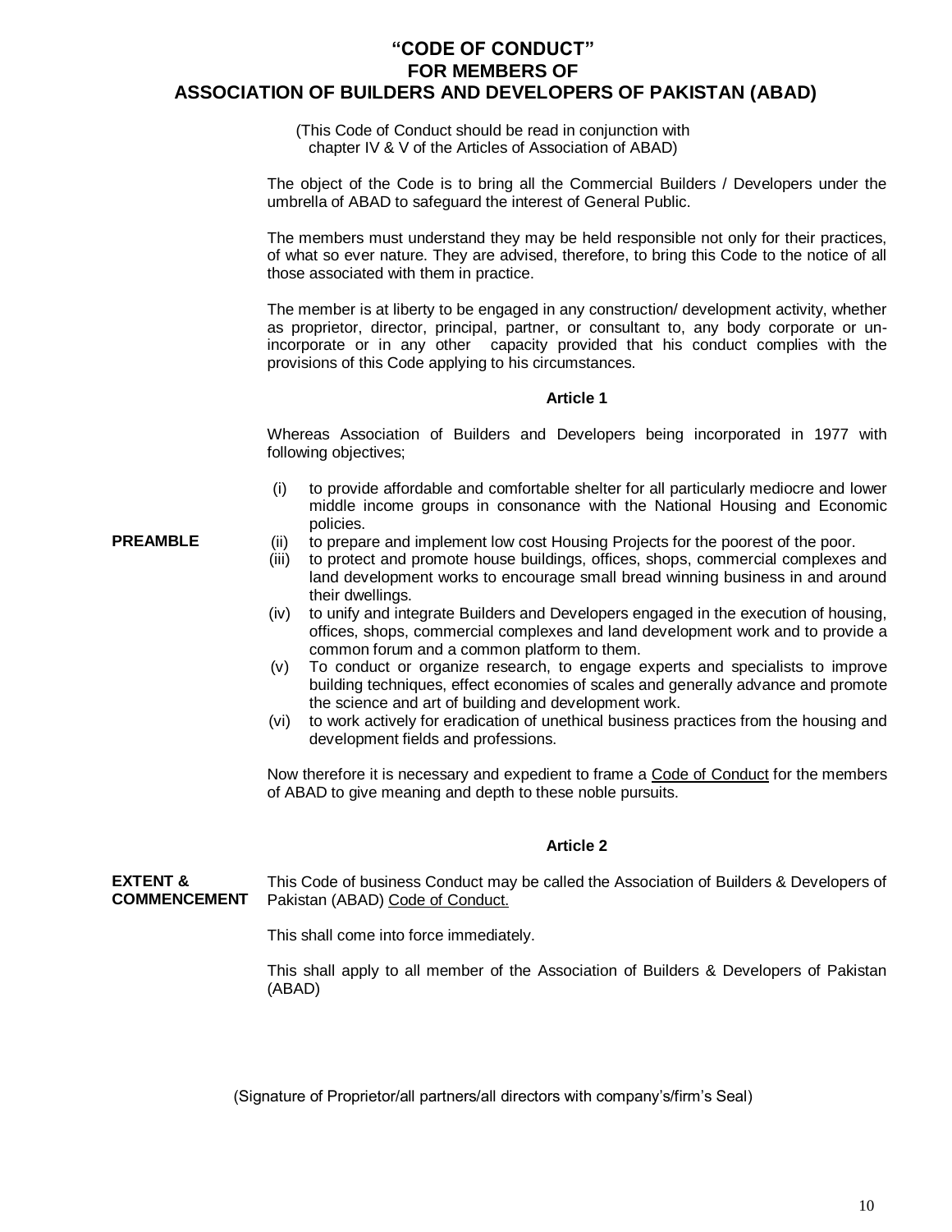# "CODE OF CONDUCT" FOR MEMBERS OF ASSOCIATION OF BUILDERS AND DEVELOPERS OF PAKISTAN (ABAD)

(This Code of Conduct should be read in conjunction with chapter IV & V of the Articles of Association of ABAD)

The object of the Code is to bring all the Commercial Builders / Developers under the umbrella of ABAD to safeguard the interest of General Public.

The members must understand they may be held responsible not only for their practices, of what so ever nature. They are advised, therefore, to bring this Code to the notice of all those associated with them in practice.

The member is at liberty to be engaged in any construction/ development activity, whether as proprietor, director, principal, partner, or consultant to, any body corporate or un-incorporate or in any other capacity provided that his conduct complies with the provisions of this Code applying to his circumstances.

### Article 1

**PREAMBLE**

Whereas Association of Builders and Developers being incorporated in 1977 with following objectives;

(i) to provide affordable and comfortable shelter for all particularly mediocre and lower middle income groups in consonance with the National Housing and Economic policies.

(ii) to prepare and implement low cost Housing Projects for the poorest of the poor.

(iii) to protect and promote house buildings, offices, shops, commercial complexes and land development works to encourage small bread winning business in and around their dwellings.

(iv) to unify and integrate Builders and Developers engaged in the execution of housing, offices, shops, commercial complexes and land development work and to provide a common forum and a common platform to them.

(v) To conduct or organize research, to engage experts and specialists to improve building techniques, effect economies of scales and generally advance and promote the science and art of building and development work.

(vi) to work actively for eradication of unethical business practices from the housing and development fields and professions.

Now therefore it is necessary and expedient to frame a Code of Conduct for the members of ABAD to give meaning and depth to these noble pursuits.

### Article 2

**EXTENT & COMMENCEMENT**

This Code of business Conduct may be called the Association of Builders & Developers of Pakistan (ABAD) Code of Conduct.

This shall come into force immediately.

This shall apply to all member of the Association of Builders & Developers of Pakistan (ABAD)

(Signature of Proprietor/all partners/all directors with company's/firm's Seal)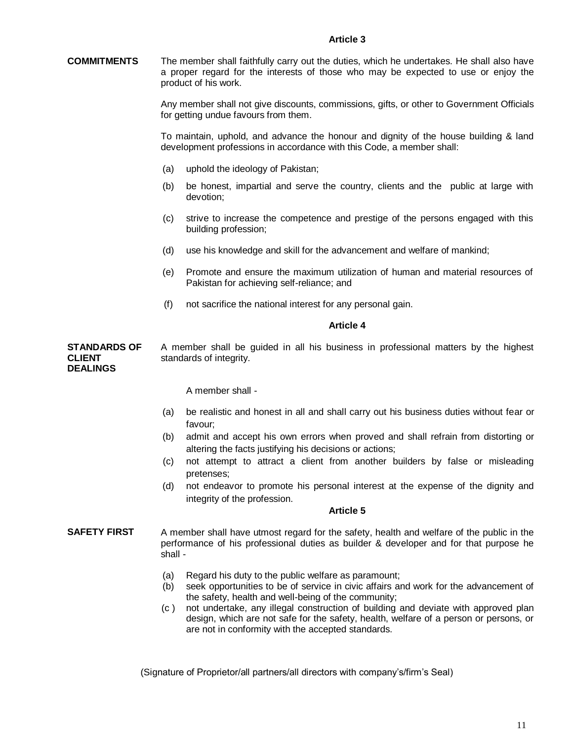### Article 3

**COMMITMENTS**

The member shall faithfully carry out the duties, which he undertakes. He shall also have a proper regard for the interests of those who may be expected to use or enjoy the product of his work.

Any member shall not give discounts, commissions, gifts, or other to Government Officials for getting undue favours from them.

To maintain, uphold, and advance the honour and dignity of the house building & land development professions in accordance with this Code, a member shall:

(a) uphold the ideology of Pakistan;

(b) be honest, impartial and serve the country, clients and the public at large with devotion;

(c) strive to increase the competence and prestige of the persons engaged with this building profession;

(d) use his knowledge and skill for the advancement and welfare of mankind;

(e) Promote and ensure the maximum utilization of human and material resources of Pakistan for achieving self-reliance; and

(f) not sacrifice the national interest for any personal gain.

### Article 4

**STANDARDS OF CLIENT DEALINGS**

A member shall be guided in all his business in professional matters by the highest standards of integrity.

A member shall -

(a) be realistic and honest in all and shall carry out his business duties without fear or favour;

(b) admit and accept his own errors when proved and shall refrain from distorting or altering the facts justifying his decisions or actions;

(c) not attempt to attract a client from another builders by false or misleading pretenses;

(d) not endeavor to promote his personal interest at the expense of the dignity and integrity of the profession.

### Article 5

**SAFETY FIRST**

A member shall have utmost regard for the safety, health and welfare of the public in the performance of his professional duties as builder & developer and for that purpose he shall -

(a) Regard his duty to the public welfare as paramount;

(b) seek opportunities to be of service in civic affairs and work for the advancement of the safety, health and well-being of the community;

(c ) not undertake, any illegal construction of building and deviate with approved plan design, which are not safe for the safety, health, welfare of a person or persons, or are not in conformity with the accepted standards.

(Signature of Proprietor/all partners/all directors with company's/firm's Seal)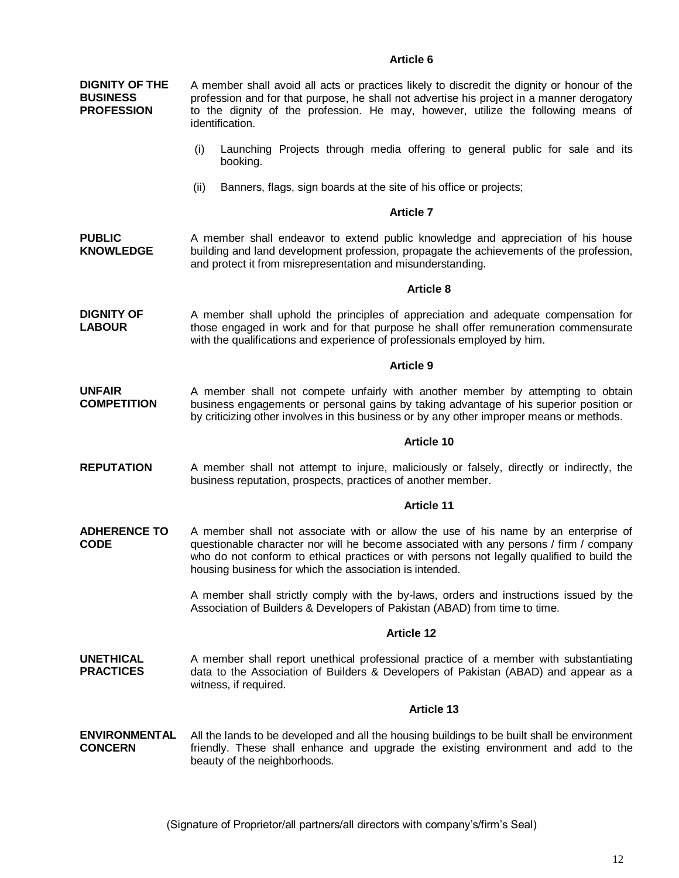### Article 6

**DIGNITY OF THE BUSINESS PROFESSION**

A member shall avoid all acts or practices likely to discredit the dignity or honour of the profession and for that purpose, he shall not advertise his project in a manner derogatory to the dignity of the profession. He may, however, utilize the following means of identification.

(i) Launching Projects through media offering to general public for sale and its booking.

(ii) Banners, flags, sign boards at the site of his office or projects;

### Article 7

**PUBLIC KNOWLEDGE**

A member shall endeavor to extend public knowledge and appreciation of his house building and land development profession, propagate the achievements of the profession, and protect it from misrepresentation and misunderstanding.

### Article 8

**DIGNITY OF LABOUR**

A member shall uphold the principles of appreciation and adequate compensation for those engaged in work and for that purpose he shall offer remuneration commensurate with the qualifications and experience of professionals employed by him.

### Article 9

**UNFAIR COMPETITION**

A member shall not compete unfairly with another member by attempting to obtain business engagements or personal gains by taking advantage of his superior position or by criticizing other involves in this business or by any other improper means or methods.

### Article 10

**REPUTATION**

A member shall not attempt to injure, maliciously or falsely, directly or indirectly, the business reputation, prospects, practices of another member.

### Article 11

**ADHERENCE TO CODE**

A member shall not associate with or allow the use of his name by an enterprise of questionable character nor will he become associated with any persons / firm / company who do not conform to ethical practices or with persons not legally qualified to build the housing business for which the association is intended.

A member shall strictly comply with the by-laws, orders and instructions issued by the Association of Builders & Developers of Pakistan (ABAD) from time to time.

### Article 12

**UNETHICAL PRACTICES**

A member shall report unethical professional practice of a member with substantiating data to the Association of Builders & Developers of Pakistan (ABAD) and appear as a witness, if required.

### Article 13

**ENVIRONMENTAL CONCERN**

All the lands to be developed and all the housing buildings to be built shall be environment friendly. These shall enhance and upgrade the existing environment and add to the beauty of the neighborhoods.

(Signature of Proprietor/all partners/all directors with company's/firm's Seal)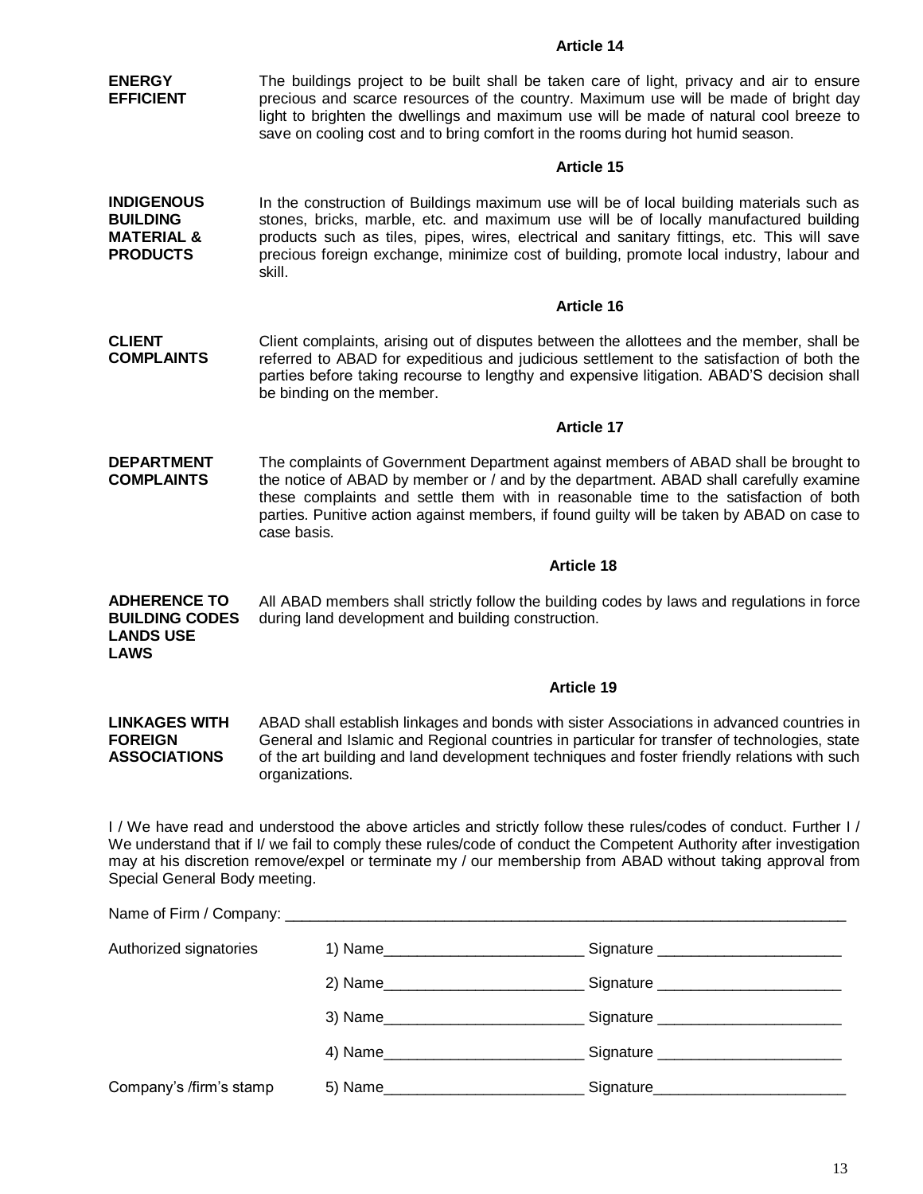### Article 14

**ENERGY EFFICIENT**

The buildings project to be built shall be taken care of light, privacy and air to ensure precious and scarce resources of the country. Maximum use will be made of bright day light to brighten the dwellings and maximum use will be made of natural cool breeze to save on cooling cost and to bring comfort in the rooms during hot humid season.

### Article 15

**INDIGENOUS BUILDING MATERIAL & PRODUCTS**

In the construction of Buildings maximum use will be of local building materials such as stones, bricks, marble, etc. and maximum use will be of locally manufactured building products such as tiles, pipes, wires, electrical and sanitary fittings, etc. This will save precious foreign exchange, minimize cost of building, promote local industry, labour and skill.

### Article 16

**CLIENT COMPLAINTS**

Client complaints, arising out of disputes between the allottees and the member, shall be referred to ABAD for expeditious and judicious settlement to the satisfaction of both the parties before taking recourse to lengthy and expensive litigation. ABAD'S decision shall be binding on the member.

### Article 17

**DEPARTMENT COMPLAINTS**

The complaints of Government Department against members of ABAD shall be brought to the notice of ABAD by member or / and by the department. ABAD shall carefully examine these complaints and settle them with in reasonable time to the satisfaction of both parties. Punitive action against members, if found guilty will be taken by ABAD on case to case basis.

### Article 18

**ADHERENCE TO BUILDING CODES LANDS USE LAWS**

All ABAD members shall strictly follow the building codes by laws and regulations in force during land development and building construction.

### Article 19

**LINKAGES WITH FOREIGN ASSOCIATIONS**

ABAD shall establish linkages and bonds with sister Associations in advanced countries in General and Islamic and Regional countries in particular for transfer of technologies, state of the art building and land development techniques and foster friendly relations with such organizations.

I / We have read and understood the above articles and strictly follow these rules/codes of conduct. Further I / We understand that if I/ we fail to comply these rules/code of conduct the Competent Authority after investigation may at his discretion remove/expel or terminate my / our membership from ABAD without taking approval from Special General Body meeting.

Name of Firm / Company: ______________________________________________________________________

Authorized signatories

1) Name________________________ Signature ______________________

2) Name________________________ Signature ______________________

3) Name________________________ Signature ______________________

4) Name________________________ Signature ______________________

Company's /firm's stamp

5) Name________________________ Signature_______________________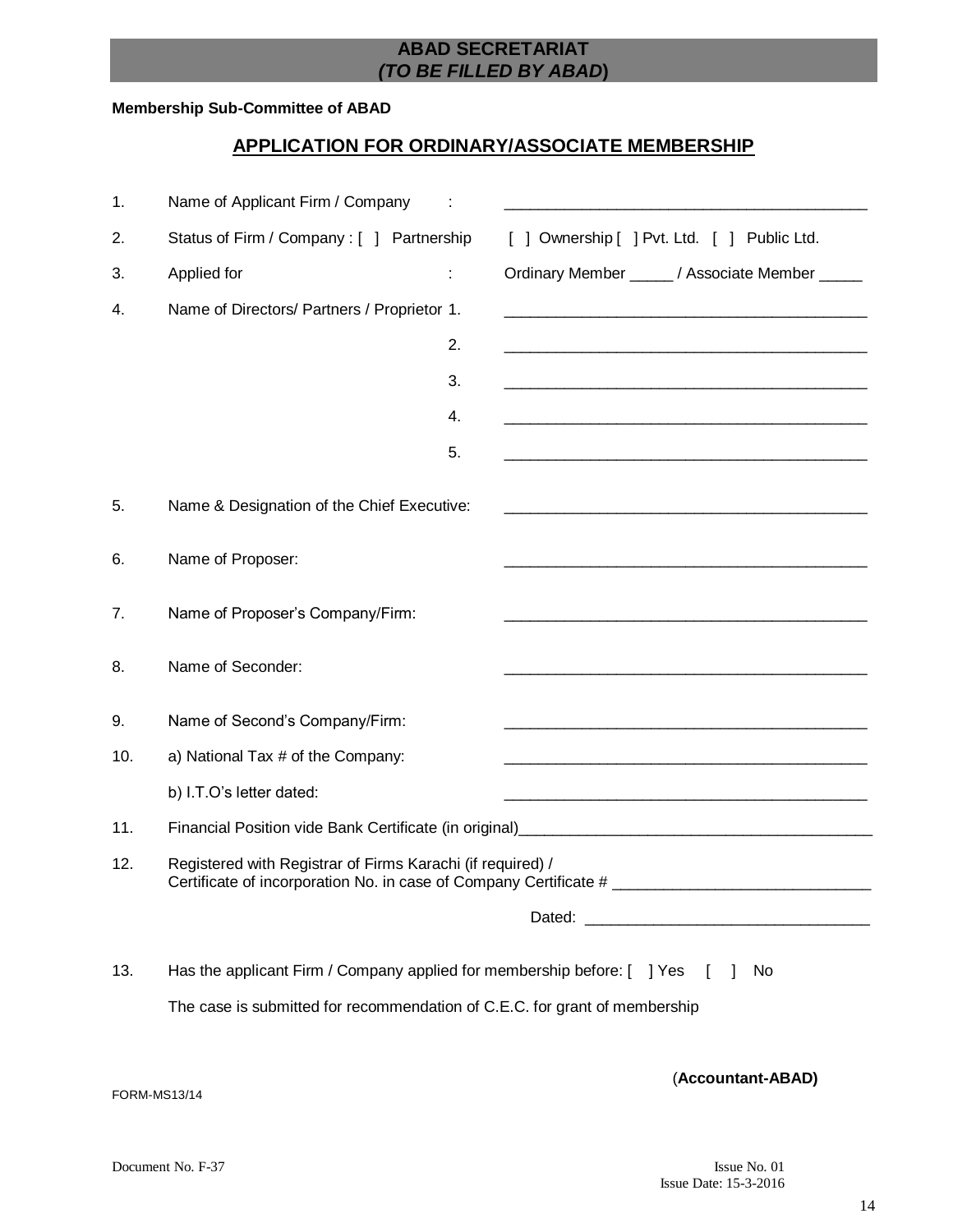**ABAD SECRETARIAT**
***(TO BE FILLED BY ABAD*)**

**Membership Sub-Committee of ABAD**

## APPLICATION FOR ORDINARY/ASSOCIATE MEMBERSHIP

1. Name of Applicant Firm / Company : ___________________________________________

2. Status of Firm / Company : [ ] Partnership [ ] Ownership [ ] Pvt. Ltd. [ ] Public Ltd.

3. Applied for : Ordinary Member _____ / Associate Member _____

4. Name of Directors/ Partners / Proprietor
   1. ___________________________________________
   2. ___________________________________________
   3. ___________________________________________
   4. ___________________________________________
   5. ___________________________________________

5. Name & Designation of the Chief Executive: ___________________________________________

6. Name of Proposer: ___________________________________________

7. Name of Proposer's Company/Firm: ___________________________________________

8. Name of Seconder: ___________________________________________

9. Name of Second's Company/Firm: ___________________________________________

10. a) National Tax # of the Company: ___________________________________________

    b) I.T.O's letter dated: ___________________________________________

11. Financial Position vide Bank Certificate (in original)___________________________________________

12. Registered with Registrar of Firms Karachi (if required) /
    Certificate of incorporation No. in case of Company Certificate # ______________________________

    Dated: _________________________________

13. Has the applicant Firm / Company applied for membership before: [ ] Yes [ ] No

    The case is submitted for recommendation of C.E.C. for grant of membership

(**Accountant-ABAD)**

FORM-MS13/14

Document No. F-37

Issue No. 01
Issue Date: 15-3-2016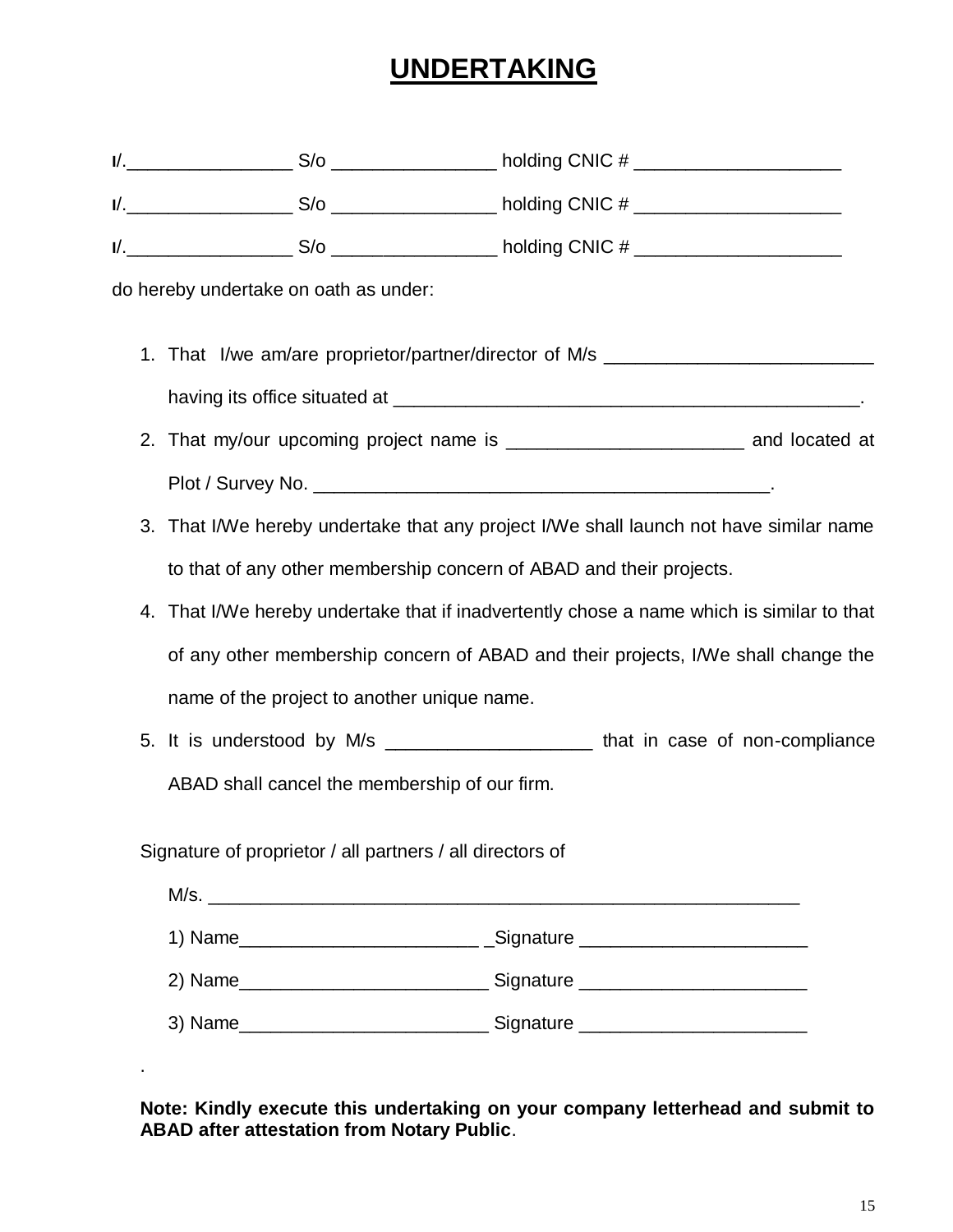# UNDERTAKING

I/.________________ S/o ________________ holding CNIC # ____________________

I/.________________ S/o ________________ holding CNIC # ____________________

I/.________________ S/o ________________ holding CNIC # ____________________

do hereby undertake on oath as under:

1. That I/we am/are proprietor/partner/director of M/s __________________________ having its office situated at _______________________________________________.
2. That my/our upcoming project name is _______________________ and located at Plot / Survey No. _____________________________________________.
3. That I/We hereby undertake that any project I/We shall launch not have similar name to that of any other membership concern of ABAD and their projects.
4. That I/We hereby undertake that if inadvertently chose a name which is similar to that of any other membership concern of ABAD and their projects, I/We shall change the name of the project to another unique name.
5. It is understood by M/s ____________________ that in case of non-compliance ABAD shall cancel the membership of our firm.

Signature of proprietor / all partners / all directors of

M/s. __________________________________________________________

1) Name_______________________ _Signature ______________________

2) Name________________________ Signature ______________________

3) Name________________________ Signature ______________________

.

**Note: Kindly execute this undertaking on your company letterhead and submit to ABAD after attestation from Notary Public**.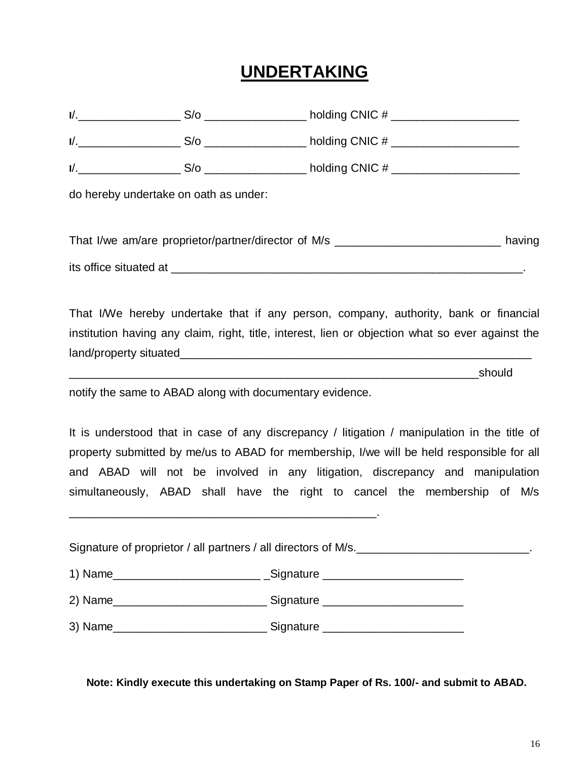# UNDERTAKING

I/.________________ S/o ________________ holding CNIC # ____________________

I/.________________ S/o ________________ holding CNIC # ____________________

I/.________________ S/o ________________ holding CNIC # ____________________

do hereby undertake on oath as under:

That I/we am/are proprietor/partner/director of M/s __________________________ having its office situated at ________________________________________________________.

That I/We hereby undertake that if any person, company, authority, bank or financial institution having any claim, right, title, interest, lien or objection what so ever against the land/property situated___________________________________________________________ _________________________________________________________________should notify the same to ABAD along with documentary evidence.

It is understood that in case of any discrepancy / litigation / manipulation in the title of property submitted by me/us to ABAD for membership, I/we will be held responsible for all and ABAD will not be involved in any litigation, discrepancy and manipulation simultaneously, ABAD shall have the right to cancel the membership of M/s _________________________________________________.

Signature of proprietor / all partners / all directors of M/s.___________________________.

1) Name_______________________ _Signature ______________________

2) Name________________________ Signature ______________________

3) Name________________________ Signature ______________________

**Note: Kindly execute this undertaking on Stamp Paper of Rs. 100/- and submit to ABAD.**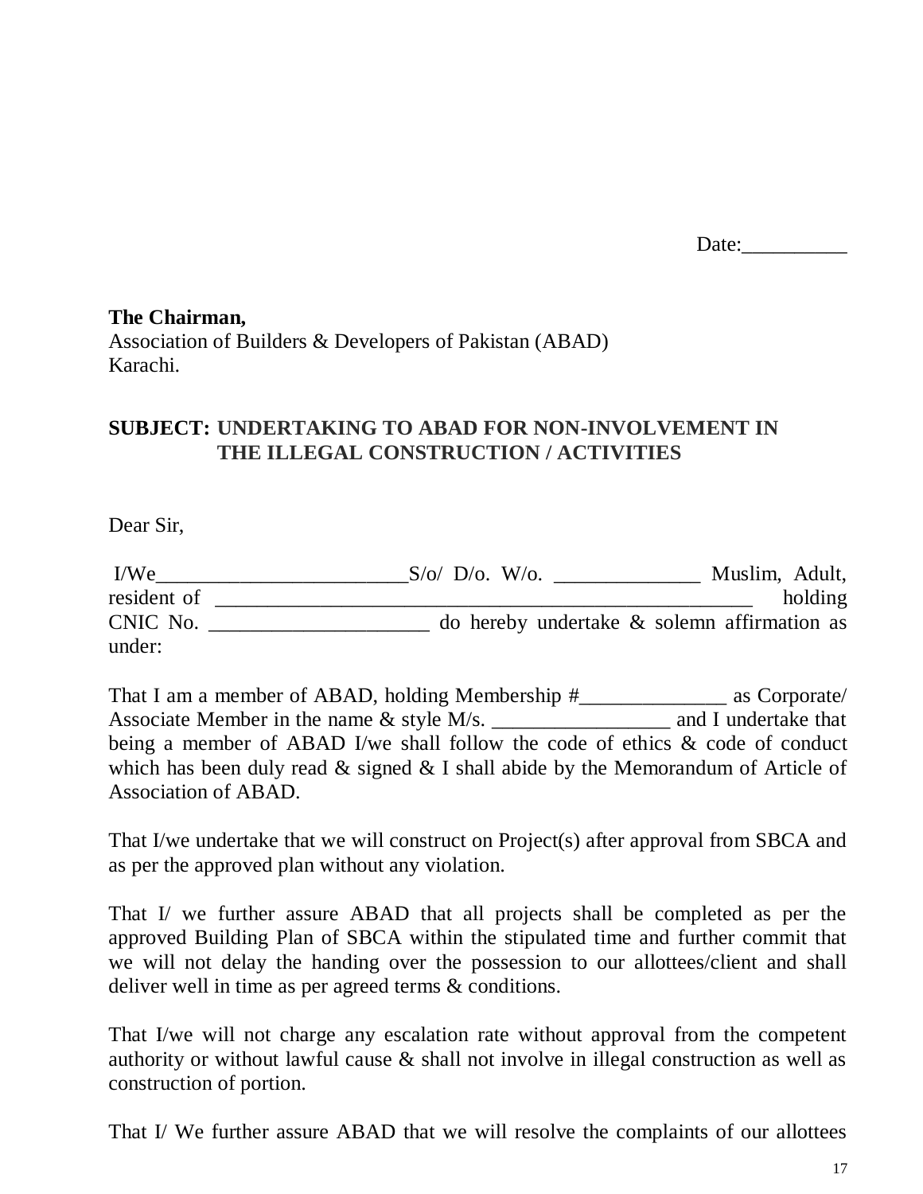Date:__________

**The Chairman,**
Association of Builders & Developers of Pakistan (ABAD)
Karachi.

**SUBJECT: UNDERTAKING TO ABAD FOR NON-INVOLVEMENT IN THE ILLEGAL CONSTRUCTION / ACTIVITIES**

Dear Sir,

I/We________________________S/o/ D/o. W/o. ______________ Muslim, Adult, resident of ____________________________________________________ holding CNIC No. _____________________ do hereby undertake & solemn affirmation as under:

That I am a member of ABAD, holding Membership #______________ as Corporate/ Associate Member in the name & style M/s. _________________ and I undertake that being a member of ABAD I/we shall follow the code of ethics & code of conduct which has been duly read & signed & I shall abide by the Memorandum of Article of Association of ABAD.

That I/we undertake that we will construct on Project(s) after approval from SBCA and as per the approved plan without any violation.

That I/ we further assure ABAD that all projects shall be completed as per the approved Building Plan of SBCA within the stipulated time and further commit that we will not delay the handing over the possession to our allottees/client and shall deliver well in time as per agreed terms & conditions.

That I/we will not charge any escalation rate without approval from the competent authority or without lawful cause & shall not involve in illegal construction as well as construction of portion.

That I/ We further assure ABAD that we will resolve the complaints of our allottees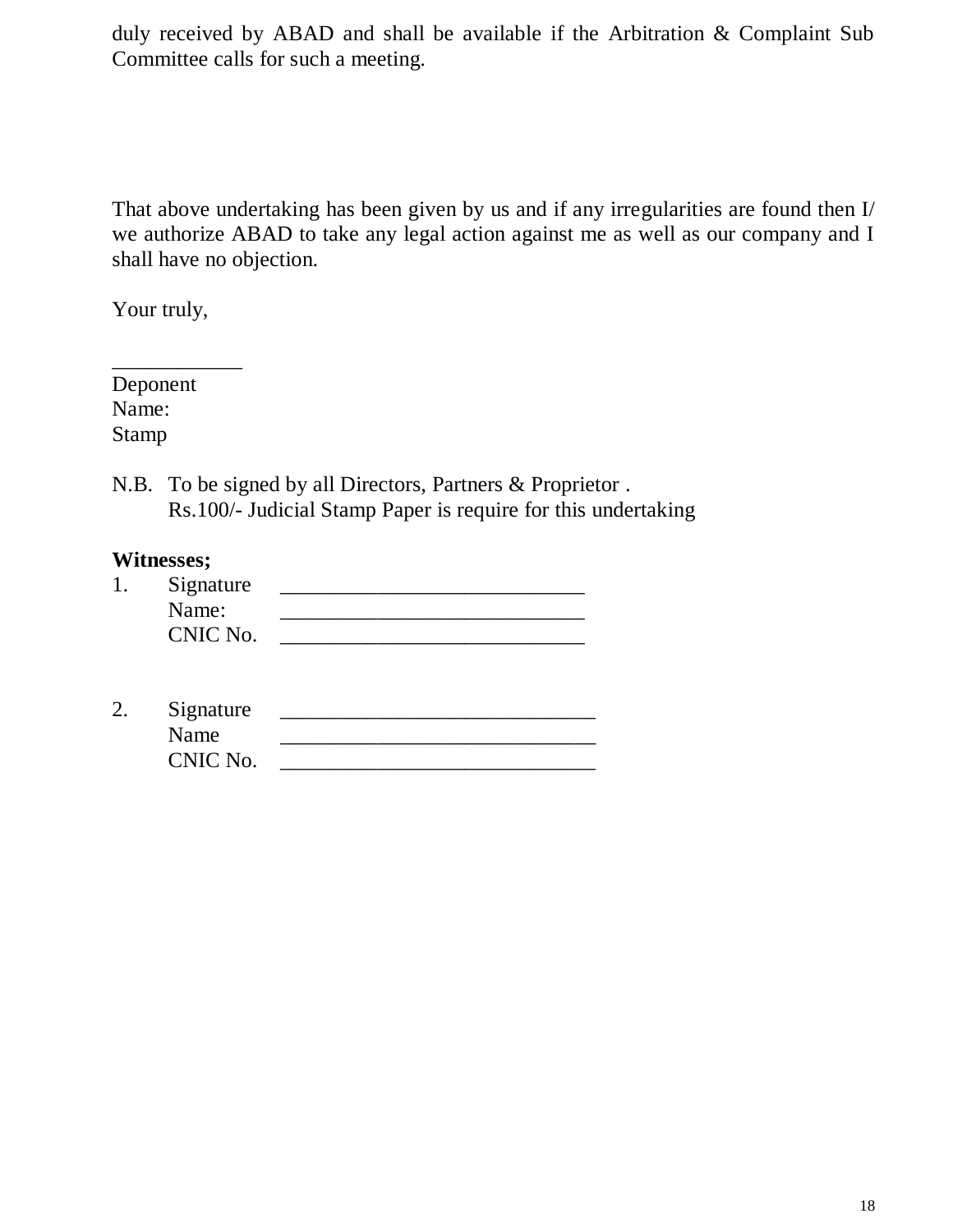duly received by ABAD and shall be available if the Arbitration & Complaint Sub Committee calls for such a meeting.

That above undertaking has been given by us and if any irregularities are found then I/ we authorize ABAD to take any legal action against me as well as our company and I shall have no objection.

Your truly,

____________
Deponent
Name:
Stamp

N.B. To be signed by all Directors, Partners & Proprietor .
Rs.100/- Judicial Stamp Paper is require for this undertaking

**Witnesses;**

1. Signature ____________________________
   Name: ____________________________
   CNIC No. ____________________________

2. Signature _____________________________
   Name _____________________________
   CNIC No. _____________________________